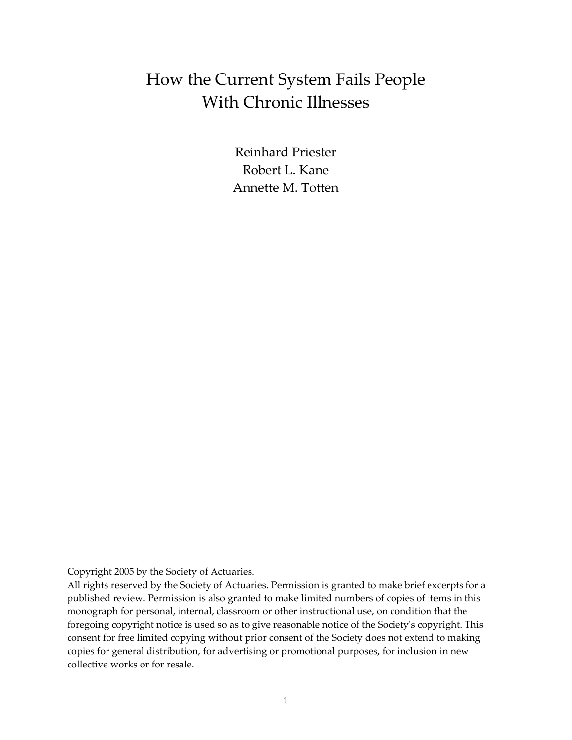# How the Current System Fails People With Chronic Illnesses

Reinhard Priester
Robert L. Kane
Annette M. Totten

Copyright 2005 by the Society of Actuaries.
All rights reserved by the Society of Actuaries. Permission is granted to make brief excerpts for a published review. Permission is also granted to make limited numbers of copies of items in this monograph for personal, internal, classroom or other instructional use, on condition that the foregoing copyright notice is used so as to give reasonable notice of the Society's copyright. This consent for free limited copying without prior consent of the Society does not extend to making copies for general distribution, for advertising or promotional purposes, for inclusion in new collective works or for resale.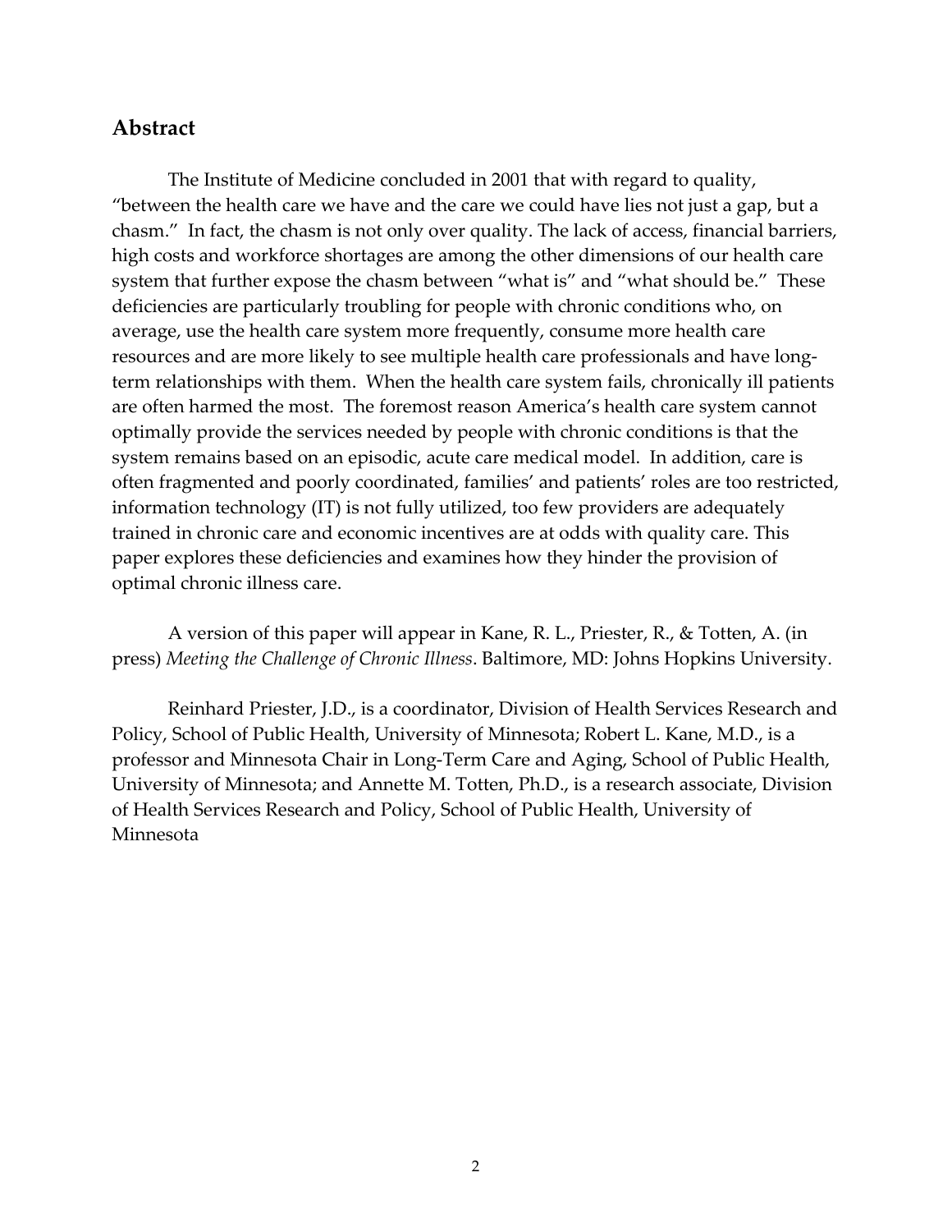## Abstract

The Institute of Medicine concluded in 2001 that with regard to quality, "between the health care we have and the care we could have lies not just a gap, but a chasm." In fact, the chasm is not only over quality. The lack of access, financial barriers, high costs and workforce shortages are among the other dimensions of our health care system that further expose the chasm between "what is" and "what should be." These deficiencies are particularly troubling for people with chronic conditions who, on average, use the health care system more frequently, consume more health care resources and are more likely to see multiple health care professionals and have long-term relationships with them. When the health care system fails, chronically ill patients are often harmed the most. The foremost reason America's health care system cannot optimally provide the services needed by people with chronic conditions is that the system remains based on an episodic, acute care medical model. In addition, care is often fragmented and poorly coordinated, families' and patients' roles are too restricted, information technology (IT) is not fully utilized, too few providers are adequately trained in chronic care and economic incentives are at odds with quality care. This paper explores these deficiencies and examines how they hinder the provision of optimal chronic illness care.

A version of this paper will appear in Kane, R. L., Priester, R., & Totten, A. (in press) *Meeting the Challenge of Chronic Illness*. Baltimore, MD: Johns Hopkins University.

Reinhard Priester, J.D., is a coordinator, Division of Health Services Research and Policy, School of Public Health, University of Minnesota; Robert L. Kane, M.D., is a professor and Minnesota Chair in Long-Term Care and Aging, School of Public Health, University of Minnesota; and Annette M. Totten, Ph.D., is a research associate, Division of Health Services Research and Policy, School of Public Health, University of Minnesota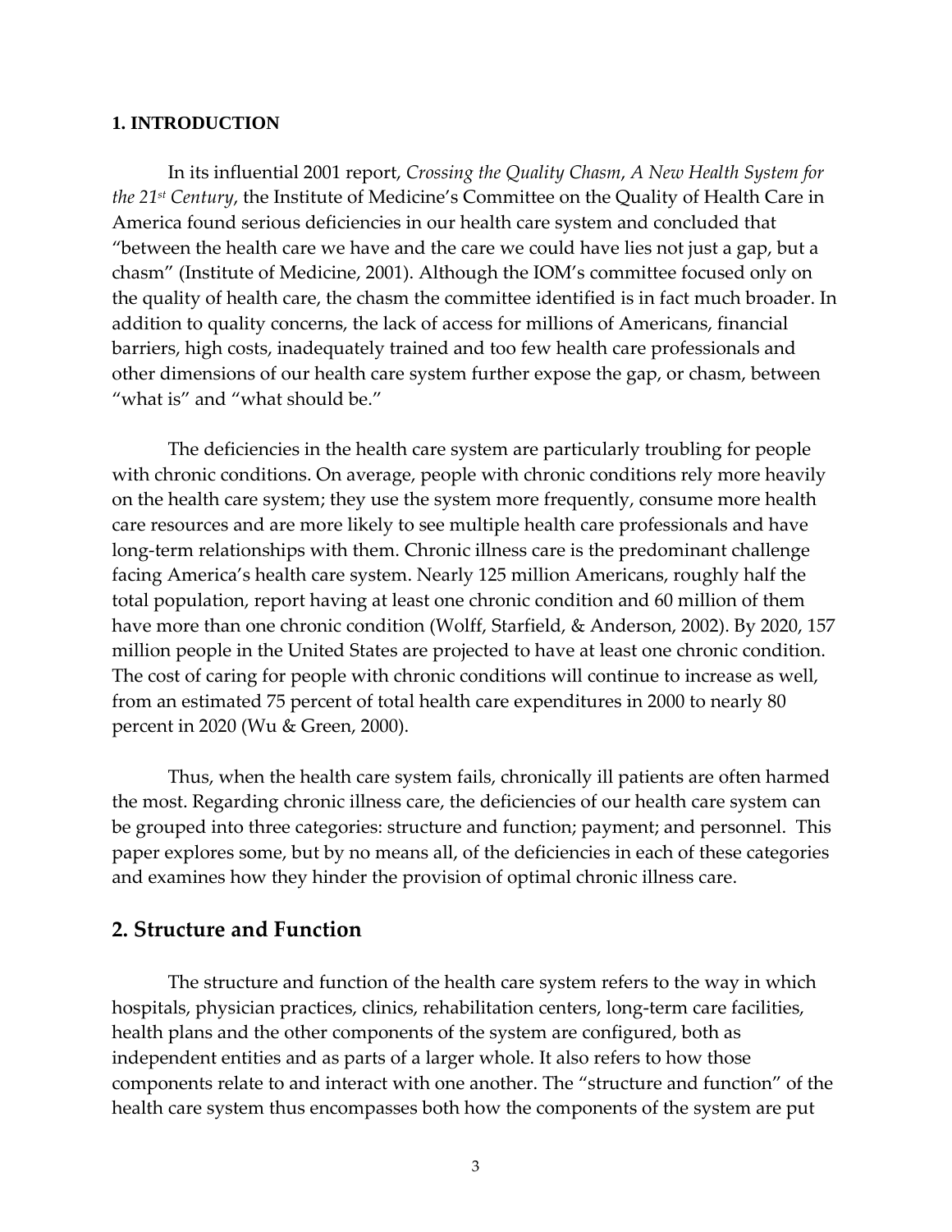## 1. INTRODUCTION

In its influential 2001 report, *Crossing the Quality Chasm*, *A New Health System for the 21st Century*, the Institute of Medicine's Committee on the Quality of Health Care in America found serious deficiencies in our health care system and concluded that "between the health care we have and the care we could have lies not just a gap, but a chasm" (Institute of Medicine, 2001). Although the IOM's committee focused only on the quality of health care, the chasm the committee identified is in fact much broader. In addition to quality concerns, the lack of access for millions of Americans, financial barriers, high costs, inadequately trained and too few health care professionals and other dimensions of our health care system further expose the gap, or chasm, between "what is" and "what should be."

The deficiencies in the health care system are particularly troubling for people with chronic conditions. On average, people with chronic conditions rely more heavily on the health care system; they use the system more frequently, consume more health care resources and are more likely to see multiple health care professionals and have long-term relationships with them. Chronic illness care is the predominant challenge facing America's health care system. Nearly 125 million Americans, roughly half the total population, report having at least one chronic condition and 60 million of them have more than one chronic condition (Wolff, Starfield, & Anderson, 2002). By 2020, 157 million people in the United States are projected to have at least one chronic condition. The cost of caring for people with chronic conditions will continue to increase as well, from an estimated 75 percent of total health care expenditures in 2000 to nearly 80 percent in 2020 (Wu & Green, 2000).

Thus, when the health care system fails, chronically ill patients are often harmed the most. Regarding chronic illness care, the deficiencies of our health care system can be grouped into three categories: structure and function; payment; and personnel. This paper explores some, but by no means all, of the deficiencies in each of these categories and examines how they hinder the provision of optimal chronic illness care.

## 2. Structure and Function

The structure and function of the health care system refers to the way in which hospitals, physician practices, clinics, rehabilitation centers, long-term care facilities, health plans and the other components of the system are configured, both as independent entities and as parts of a larger whole. It also refers to how those components relate to and interact with one another. The "structure and function" of the health care system thus encompasses both how the components of the system are put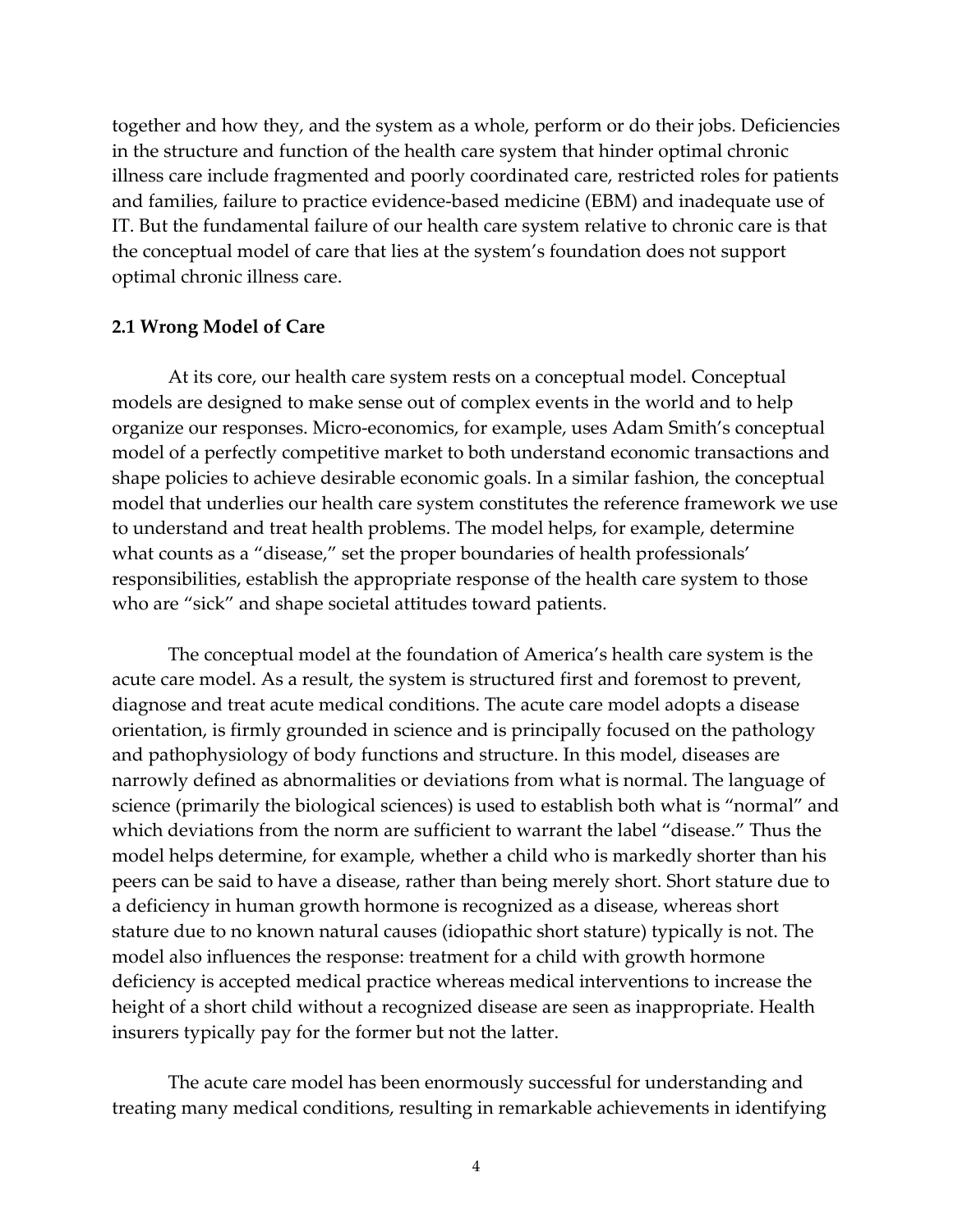together and how they, and the system as a whole, perform or do their jobs. Deficiencies in the structure and function of the health care system that hinder optimal chronic illness care include fragmented and poorly coordinated care, restricted roles for patients and families, failure to practice evidence-based medicine (EBM) and inadequate use of IT. But the fundamental failure of our health care system relative to chronic care is that the conceptual model of care that lies at the system's foundation does not support optimal chronic illness care.

### 2.1 Wrong Model of Care

At its core, our health care system rests on a conceptual model. Conceptual models are designed to make sense out of complex events in the world and to help organize our responses. Micro-economics, for example, uses Adam Smith's conceptual model of a perfectly competitive market to both understand economic transactions and shape policies to achieve desirable economic goals. In a similar fashion, the conceptual model that underlies our health care system constitutes the reference framework we use to understand and treat health problems. The model helps, for example, determine what counts as a "disease," set the proper boundaries of health professionals' responsibilities, establish the appropriate response of the health care system to those who are "sick" and shape societal attitudes toward patients.

The conceptual model at the foundation of America's health care system is the acute care model. As a result, the system is structured first and foremost to prevent, diagnose and treat acute medical conditions. The acute care model adopts a disease orientation, is firmly grounded in science and is principally focused on the pathology and pathophysiology of body functions and structure. In this model, diseases are narrowly defined as abnormalities or deviations from what is normal. The language of science (primarily the biological sciences) is used to establish both what is "normal" and which deviations from the norm are sufficient to warrant the label "disease." Thus the model helps determine, for example, whether a child who is markedly shorter than his peers can be said to have a disease, rather than being merely short. Short stature due to a deficiency in human growth hormone is recognized as a disease, whereas short stature due to no known natural causes (idiopathic short stature) typically is not. The model also influences the response: treatment for a child with growth hormone deficiency is accepted medical practice whereas medical interventions to increase the height of a short child without a recognized disease are seen as inappropriate. Health insurers typically pay for the former but not the latter.

The acute care model has been enormously successful for understanding and treating many medical conditions, resulting in remarkable achievements in identifying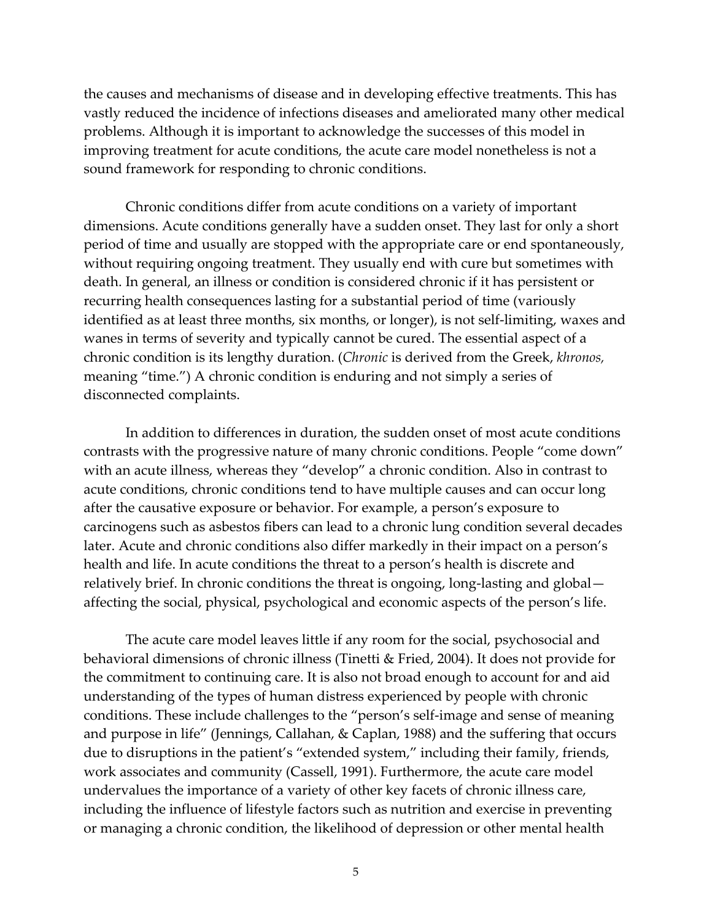the causes and mechanisms of disease and in developing effective treatments. This has vastly reduced the incidence of infections diseases and ameliorated many other medical problems. Although it is important to acknowledge the successes of this model in improving treatment for acute conditions, the acute care model nonetheless is not a sound framework for responding to chronic conditions.

Chronic conditions differ from acute conditions on a variety of important dimensions. Acute conditions generally have a sudden onset. They last for only a short period of time and usually are stopped with the appropriate care or end spontaneously, without requiring ongoing treatment. They usually end with cure but sometimes with death. In general, an illness or condition is considered chronic if it has persistent or recurring health consequences lasting for a substantial period of time (variously identified as at least three months, six months, or longer), is not self-limiting, waxes and wanes in terms of severity and typically cannot be cured. The essential aspect of a chronic condition is its lengthy duration. (*Chronic* is derived from the Greek, *khronos,* meaning "time.") A chronic condition is enduring and not simply a series of disconnected complaints.

In addition to differences in duration, the sudden onset of most acute conditions contrasts with the progressive nature of many chronic conditions. People "come down" with an acute illness, whereas they "develop" a chronic condition. Also in contrast to acute conditions, chronic conditions tend to have multiple causes and can occur long after the causative exposure or behavior. For example, a person's exposure to carcinogens such as asbestos fibers can lead to a chronic lung condition several decades later. Acute and chronic conditions also differ markedly in their impact on a person's health and life. In acute conditions the threat to a person's health is discrete and relatively brief. In chronic conditions the threat is ongoing, long-lasting and global—affecting the social, physical, psychological and economic aspects of the person's life.

The acute care model leaves little if any room for the social, psychosocial and behavioral dimensions of chronic illness (Tinetti & Fried, 2004). It does not provide for the commitment to continuing care. It is also not broad enough to account for and aid understanding of the types of human distress experienced by people with chronic conditions. These include challenges to the "person's self-image and sense of meaning and purpose in life" (Jennings, Callahan, & Caplan, 1988) and the suffering that occurs due to disruptions in the patient's "extended system," including their family, friends, work associates and community (Cassell, 1991). Furthermore, the acute care model undervalues the importance of a variety of other key facets of chronic illness care, including the influence of lifestyle factors such as nutrition and exercise in preventing or managing a chronic condition, the likelihood of depression or other mental health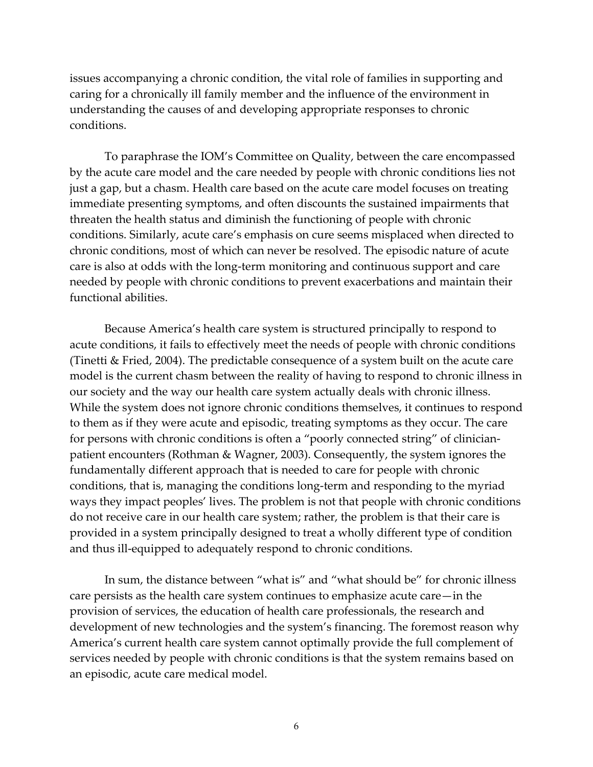issues accompanying a chronic condition, the vital role of families in supporting and caring for a chronically ill family member and the influence of the environment in understanding the causes of and developing appropriate responses to chronic conditions.

To paraphrase the IOM's Committee on Quality, between the care encompassed by the acute care model and the care needed by people with chronic conditions lies not just a gap, but a chasm. Health care based on the acute care model focuses on treating immediate presenting symptoms, and often discounts the sustained impairments that threaten the health status and diminish the functioning of people with chronic conditions. Similarly, acute care's emphasis on cure seems misplaced when directed to chronic conditions, most of which can never be resolved. The episodic nature of acute care is also at odds with the long-term monitoring and continuous support and care needed by people with chronic conditions to prevent exacerbations and maintain their functional abilities.

Because America's health care system is structured principally to respond to acute conditions, it fails to effectively meet the needs of people with chronic conditions (Tinetti & Fried, 2004). The predictable consequence of a system built on the acute care model is the current chasm between the reality of having to respond to chronic illness in our society and the way our health care system actually deals with chronic illness. While the system does not ignore chronic conditions themselves, it continues to respond to them as if they were acute and episodic, treating symptoms as they occur. The care for persons with chronic conditions is often a "poorly connected string" of clinician-patient encounters (Rothman & Wagner, 2003). Consequently, the system ignores the fundamentally different approach that is needed to care for people with chronic conditions, that is, managing the conditions long-term and responding to the myriad ways they impact peoples' lives. The problem is not that people with chronic conditions do not receive care in our health care system; rather, the problem is that their care is provided in a system principally designed to treat a wholly different type of condition and thus ill-equipped to adequately respond to chronic conditions.

In sum, the distance between "what is" and "what should be" for chronic illness care persists as the health care system continues to emphasize acute care—in the provision of services, the education of health care professionals, the research and development of new technologies and the system's financing. The foremost reason why America's current health care system cannot optimally provide the full complement of services needed by people with chronic conditions is that the system remains based on an episodic, acute care medical model.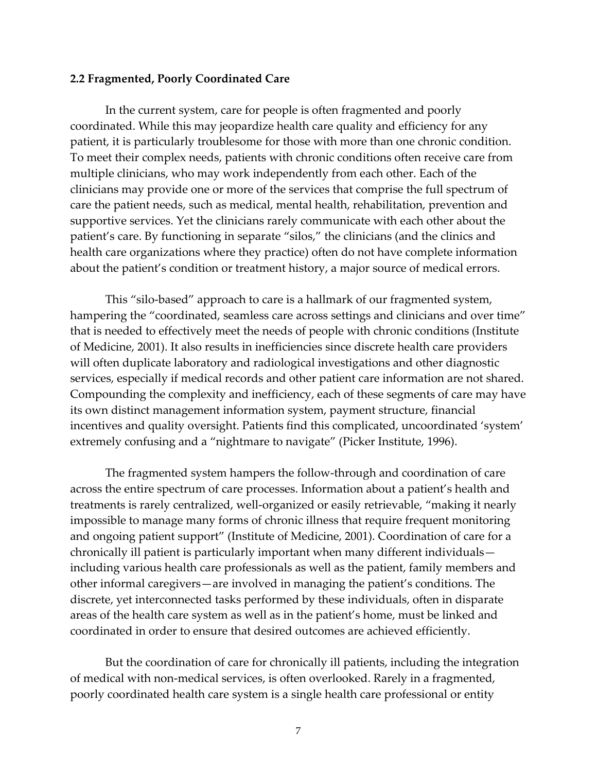### 2.2 Fragmented, Poorly Coordinated Care

In the current system, care for people is often fragmented and poorly coordinated. While this may jeopardize health care quality and efficiency for any patient, it is particularly troublesome for those with more than one chronic condition. To meet their complex needs, patients with chronic conditions often receive care from multiple clinicians, who may work independently from each other. Each of the clinicians may provide one or more of the services that comprise the full spectrum of care the patient needs, such as medical, mental health, rehabilitation, prevention and supportive services. Yet the clinicians rarely communicate with each other about the patient's care. By functioning in separate "silos," the clinicians (and the clinics and health care organizations where they practice) often do not have complete information about the patient's condition or treatment history, a major source of medical errors.

This "silo-based" approach to care is a hallmark of our fragmented system, hampering the "coordinated, seamless care across settings and clinicians and over time" that is needed to effectively meet the needs of people with chronic conditions (Institute of Medicine, 2001). It also results in inefficiencies since discrete health care providers will often duplicate laboratory and radiological investigations and other diagnostic services, especially if medical records and other patient care information are not shared. Compounding the complexity and inefficiency, each of these segments of care may have its own distinct management information system, payment structure, financial incentives and quality oversight. Patients find this complicated, uncoordinated 'system' extremely confusing and a "nightmare to navigate" (Picker Institute, 1996).

The fragmented system hampers the follow-through and coordination of care across the entire spectrum of care processes. Information about a patient's health and treatments is rarely centralized, well-organized or easily retrievable, "making it nearly impossible to manage many forms of chronic illness that require frequent monitoring and ongoing patient support" (Institute of Medicine, 2001). Coordination of care for a chronically ill patient is particularly important when many different individuals—including various health care professionals as well as the patient, family members and other informal caregivers—are involved in managing the patient's conditions. The discrete, yet interconnected tasks performed by these individuals, often in disparate areas of the health care system as well as in the patient's home, must be linked and coordinated in order to ensure that desired outcomes are achieved efficiently.

But the coordination of care for chronically ill patients, including the integration of medical with non-medical services, is often overlooked. Rarely in a fragmented, poorly coordinated health care system is a single health care professional or entity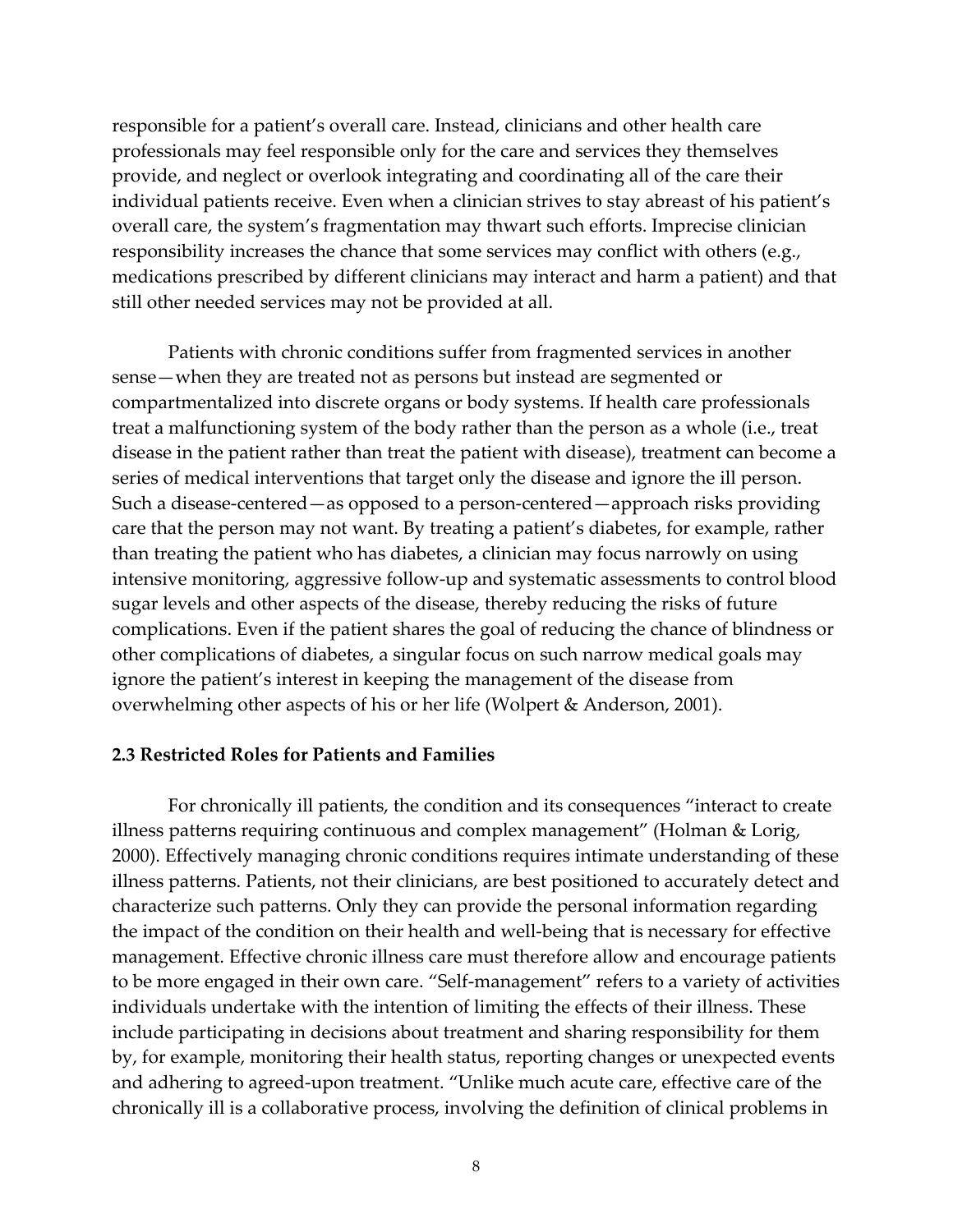responsible for a patient's overall care. Instead, clinicians and other health care professionals may feel responsible only for the care and services they themselves provide, and neglect or overlook integrating and coordinating all of the care their individual patients receive. Even when a clinician strives to stay abreast of his patient's overall care, the system's fragmentation may thwart such efforts. Imprecise clinician responsibility increases the chance that some services may conflict with others (e.g., medications prescribed by different clinicians may interact and harm a patient) and that still other needed services may not be provided at all.

Patients with chronic conditions suffer from fragmented services in another sense—when they are treated not as persons but instead are segmented or compartmentalized into discrete organs or body systems. If health care professionals treat a malfunctioning system of the body rather than the person as a whole (i.e., treat disease in the patient rather than treat the patient with disease), treatment can become a series of medical interventions that target only the disease and ignore the ill person. Such a disease-centered—as opposed to a person-centered—approach risks providing care that the person may not want. By treating a patient's diabetes, for example, rather than treating the patient who has diabetes, a clinician may focus narrowly on using intensive monitoring, aggressive follow-up and systematic assessments to control blood sugar levels and other aspects of the disease, thereby reducing the risks of future complications. Even if the patient shares the goal of reducing the chance of blindness or other complications of diabetes, a singular focus on such narrow medical goals may ignore the patient's interest in keeping the management of the disease from overwhelming other aspects of his or her life (Wolpert & Anderson, 2001).

### 2.3 Restricted Roles for Patients and Families

For chronically ill patients, the condition and its consequences "interact to create illness patterns requiring continuous and complex management" (Holman & Lorig, 2000). Effectively managing chronic conditions requires intimate understanding of these illness patterns. Patients, not their clinicians, are best positioned to accurately detect and characterize such patterns. Only they can provide the personal information regarding the impact of the condition on their health and well-being that is necessary for effective management. Effective chronic illness care must therefore allow and encourage patients to be more engaged in their own care. "Self-management" refers to a variety of activities individuals undertake with the intention of limiting the effects of their illness. These include participating in decisions about treatment and sharing responsibility for them by, for example, monitoring their health status, reporting changes or unexpected events and adhering to agreed-upon treatment. "Unlike much acute care, effective care of the chronically ill is a collaborative process, involving the definition of clinical problems in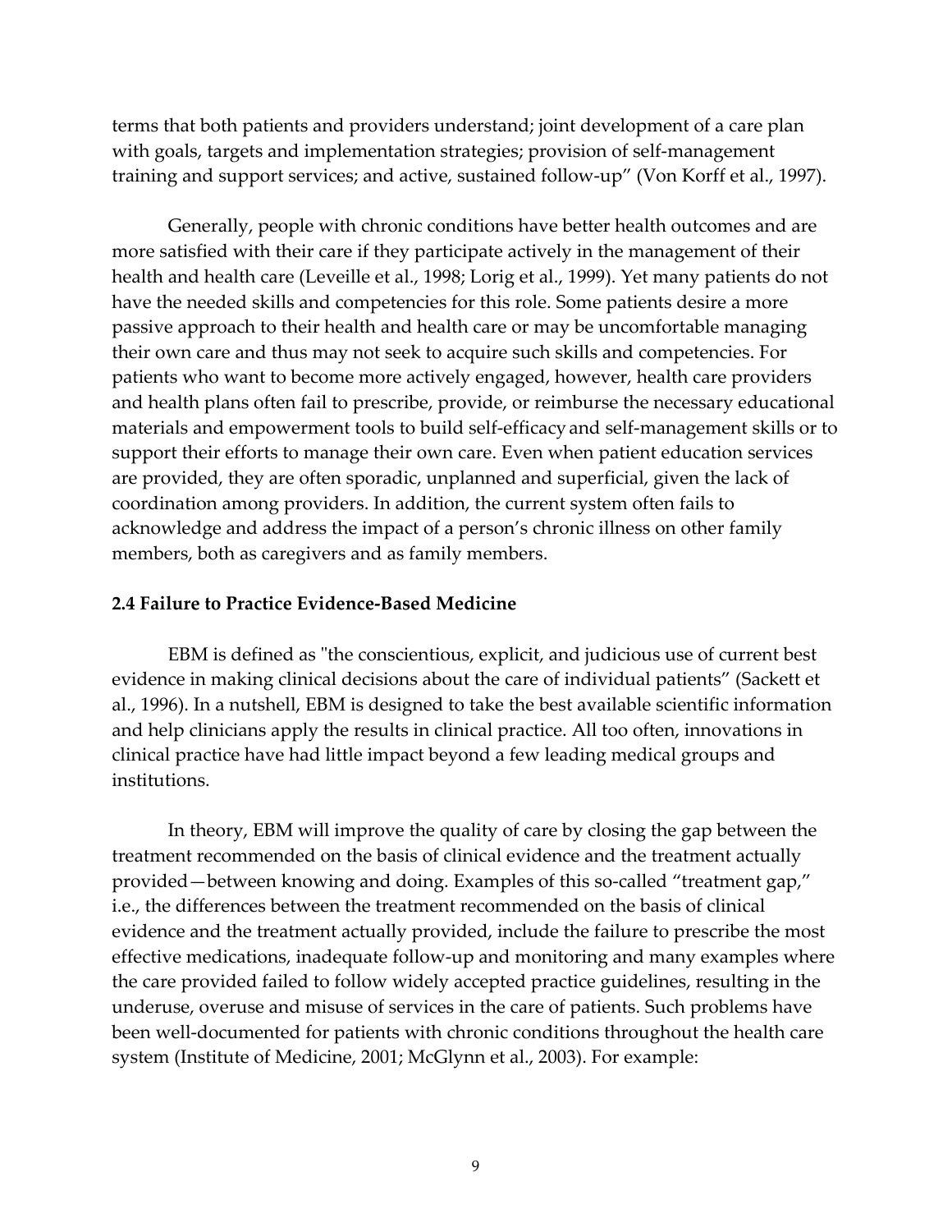terms that both patients and providers understand; joint development of a care plan with goals, targets and implementation strategies; provision of self-management training and support services; and active, sustained follow-up" (Von Korff et al., 1997).

Generally, people with chronic conditions have better health outcomes and are more satisfied with their care if they participate actively in the management of their health and health care (Leveille et al., 1998; Lorig et al., 1999). Yet many patients do not have the needed skills and competencies for this role. Some patients desire a more passive approach to their health and health care or may be uncomfortable managing their own care and thus may not seek to acquire such skills and competencies. For patients who want to become more actively engaged, however, health care providers and health plans often fail to prescribe, provide, or reimburse the necessary educational materials and empowerment tools to build self-efficacy and self-management skills or to support their efforts to manage their own care. Even when patient education services are provided, they are often sporadic, unplanned and superficial, given the lack of coordination among providers. In addition, the current system often fails to acknowledge and address the impact of a person's chronic illness on other family members, both as caregivers and as family members.

### 2.4 Failure to Practice Evidence-Based Medicine

EBM is defined as "the conscientious, explicit, and judicious use of current best evidence in making clinical decisions about the care of individual patients" (Sackett et al., 1996). In a nutshell, EBM is designed to take the best available scientific information and help clinicians apply the results in clinical practice. All too often, innovations in clinical practice have had little impact beyond a few leading medical groups and institutions.

In theory, EBM will improve the quality of care by closing the gap between the treatment recommended on the basis of clinical evidence and the treatment actually provided—between knowing and doing. Examples of this so-called "treatment gap," i.e., the differences between the treatment recommended on the basis of clinical evidence and the treatment actually provided, include the failure to prescribe the most effective medications, inadequate follow-up and monitoring and many examples where the care provided failed to follow widely accepted practice guidelines, resulting in the underuse, overuse and misuse of services in the care of patients. Such problems have been well-documented for patients with chronic conditions throughout the health care system (Institute of Medicine, 2001; McGlynn et al., 2003). For example: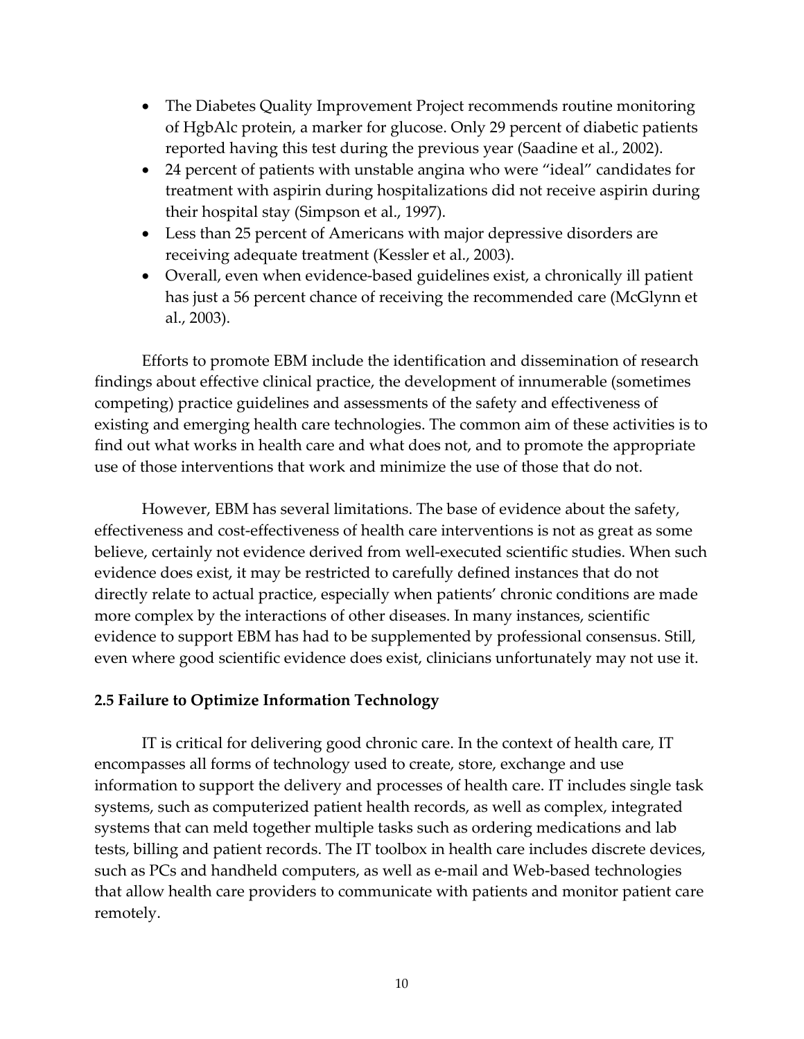- The Diabetes Quality Improvement Project recommends routine monitoring of HgbAlc protein, a marker for glucose. Only 29 percent of diabetic patients reported having this test during the previous year (Saadine et al., 2002).
- 24 percent of patients with unstable angina who were "ideal" candidates for treatment with aspirin during hospitalizations did not receive aspirin during their hospital stay (Simpson et al., 1997).
- Less than 25 percent of Americans with major depressive disorders are receiving adequate treatment (Kessler et al., 2003).
- Overall, even when evidence-based guidelines exist, a chronically ill patient has just a 56 percent chance of receiving the recommended care (McGlynn et al., 2003).

Efforts to promote EBM include the identification and dissemination of research findings about effective clinical practice, the development of innumerable (sometimes competing) practice guidelines and assessments of the safety and effectiveness of existing and emerging health care technologies. The common aim of these activities is to find out what works in health care and what does not, and to promote the appropriate use of those interventions that work and minimize the use of those that do not.

However, EBM has several limitations. The base of evidence about the safety, effectiveness and cost-effectiveness of health care interventions is not as great as some believe, certainly not evidence derived from well-executed scientific studies. When such evidence does exist, it may be restricted to carefully defined instances that do not directly relate to actual practice, especially when patients' chronic conditions are made more complex by the interactions of other diseases. In many instances, scientific evidence to support EBM has had to be supplemented by professional consensus. Still, even where good scientific evidence does exist, clinicians unfortunately may not use it.

### 2.5 Failure to Optimize Information Technology

IT is critical for delivering good chronic care. In the context of health care, IT encompasses all forms of technology used to create, store, exchange and use information to support the delivery and processes of health care. IT includes single task systems, such as computerized patient health records, as well as complex, integrated systems that can meld together multiple tasks such as ordering medications and lab tests, billing and patient records. The IT toolbox in health care includes discrete devices, such as PCs and handheld computers, as well as e-mail and Web-based technologies that allow health care providers to communicate with patients and monitor patient care remotely.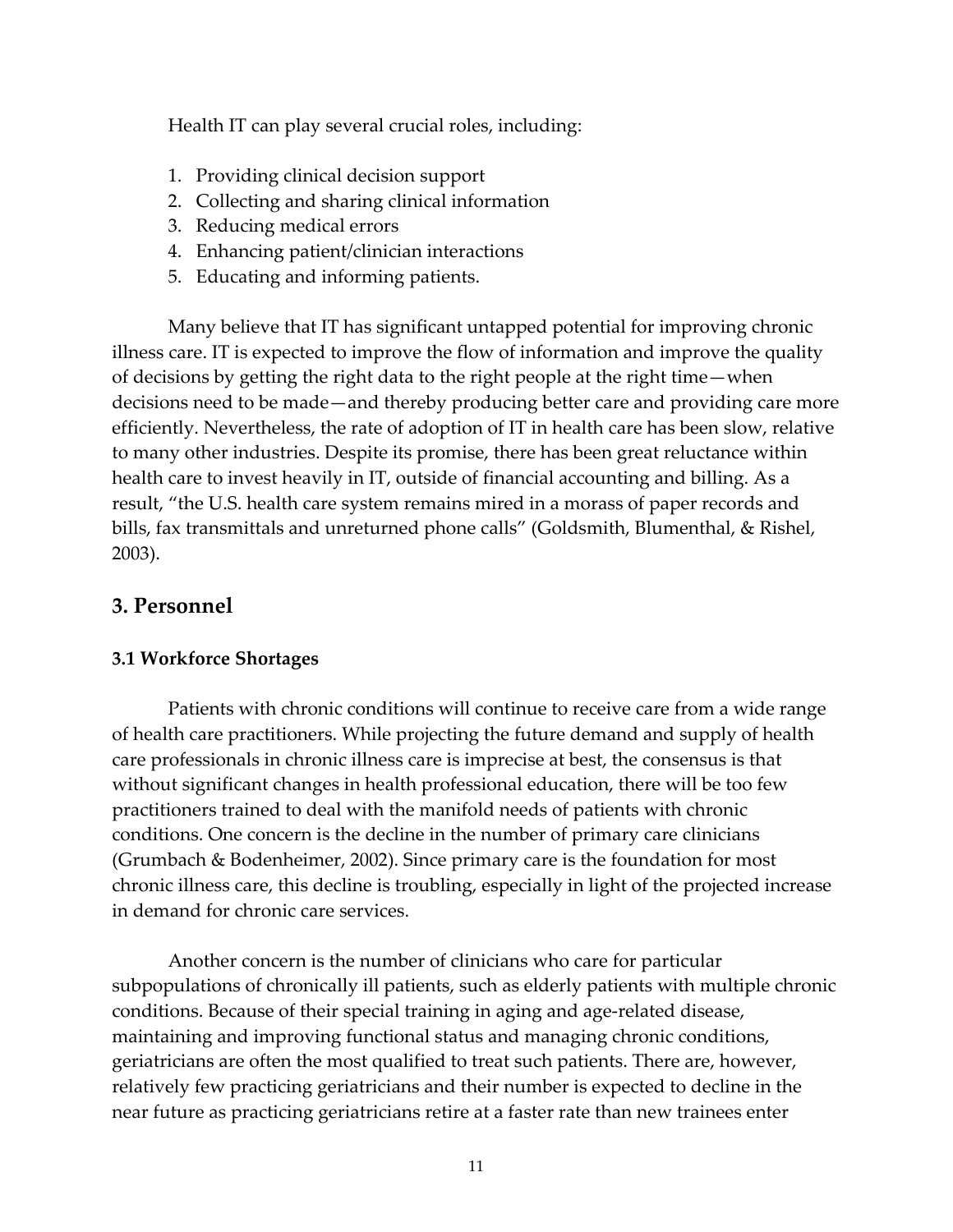Health IT can play several crucial roles, including:

1. Providing clinical decision support
2. Collecting and sharing clinical information
3. Reducing medical errors
4. Enhancing patient/clinician interactions
5. Educating and informing patients.

Many believe that IT has significant untapped potential for improving chronic illness care. IT is expected to improve the flow of information and improve the quality of decisions by getting the right data to the right people at the right time—when decisions need to be made—and thereby producing better care and providing care more efficiently. Nevertheless, the rate of adoption of IT in health care has been slow, relative to many other industries. Despite its promise, there has been great reluctance within health care to invest heavily in IT, outside of financial accounting and billing. As a result, "the U.S. health care system remains mired in a morass of paper records and bills, fax transmittals and unreturned phone calls" (Goldsmith, Blumenthal, & Rishel, 2003).

## 3. Personnel

### 3.1 Workforce Shortages

Patients with chronic conditions will continue to receive care from a wide range of health care practitioners. While projecting the future demand and supply of health care professionals in chronic illness care is imprecise at best, the consensus is that without significant changes in health professional education, there will be too few practitioners trained to deal with the manifold needs of patients with chronic conditions. One concern is the decline in the number of primary care clinicians (Grumbach & Bodenheimer, 2002). Since primary care is the foundation for most chronic illness care, this decline is troubling, especially in light of the projected increase in demand for chronic care services.

Another concern is the number of clinicians who care for particular subpopulations of chronically ill patients, such as elderly patients with multiple chronic conditions. Because of their special training in aging and age-related disease, maintaining and improving functional status and managing chronic conditions, geriatricians are often the most qualified to treat such patients. There are, however, relatively few practicing geriatricians and their number is expected to decline in the near future as practicing geriatricians retire at a faster rate than new trainees enter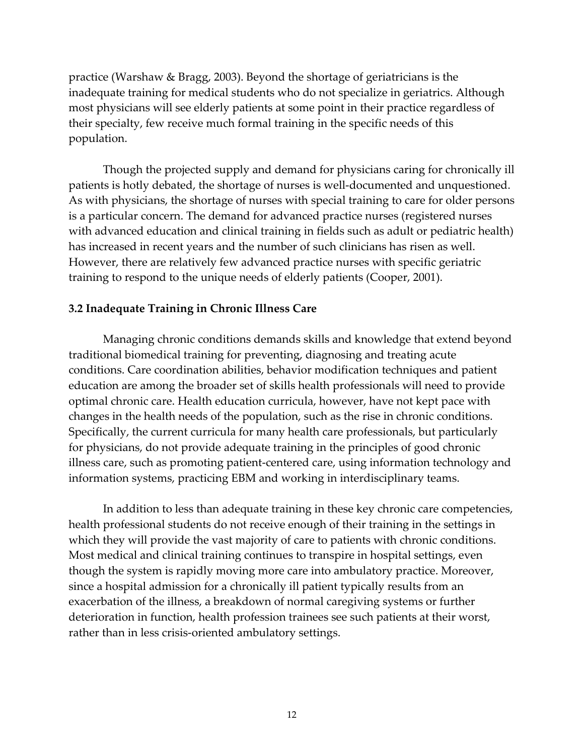practice (Warshaw & Bragg, 2003). Beyond the shortage of geriatricians is the inadequate training for medical students who do not specialize in geriatrics. Although most physicians will see elderly patients at some point in their practice regardless of their specialty, few receive much formal training in the specific needs of this population.

Though the projected supply and demand for physicians caring for chronically ill patients is hotly debated, the shortage of nurses is well-documented and unquestioned. As with physicians, the shortage of nurses with special training to care for older persons is a particular concern. The demand for advanced practice nurses (registered nurses with advanced education and clinical training in fields such as adult or pediatric health) has increased in recent years and the number of such clinicians has risen as well. However, there are relatively few advanced practice nurses with specific geriatric training to respond to the unique needs of elderly patients (Cooper, 2001).

### 3.2 Inadequate Training in Chronic Illness Care

Managing chronic conditions demands skills and knowledge that extend beyond traditional biomedical training for preventing, diagnosing and treating acute conditions. Care coordination abilities, behavior modification techniques and patient education are among the broader set of skills health professionals will need to provide optimal chronic care. Health education curricula, however, have not kept pace with changes in the health needs of the population, such as the rise in chronic conditions. Specifically, the current curricula for many health care professionals, but particularly for physicians, do not provide adequate training in the principles of good chronic illness care, such as promoting patient-centered care, using information technology and information systems, practicing EBM and working in interdisciplinary teams.

In addition to less than adequate training in these key chronic care competencies, health professional students do not receive enough of their training in the settings in which they will provide the vast majority of care to patients with chronic conditions. Most medical and clinical training continues to transpire in hospital settings, even though the system is rapidly moving more care into ambulatory practice. Moreover, since a hospital admission for a chronically ill patient typically results from an exacerbation of the illness, a breakdown of normal caregiving systems or further deterioration in function, health profession trainees see such patients at their worst, rather than in less crisis-oriented ambulatory settings.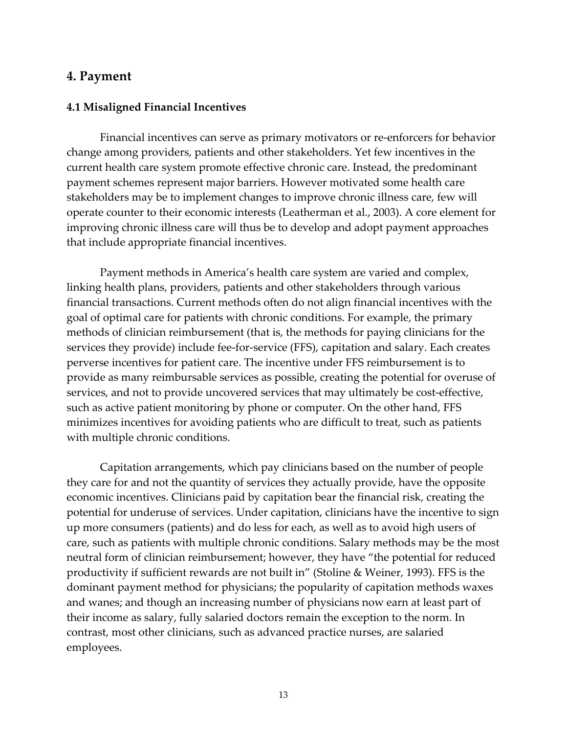## 4. Payment

### 4.1 Misaligned Financial Incentives

Financial incentives can serve as primary motivators or re-enforcers for behavior change among providers, patients and other stakeholders. Yet few incentives in the current health care system promote effective chronic care. Instead, the predominant payment schemes represent major barriers. However motivated some health care stakeholders may be to implement changes to improve chronic illness care, few will operate counter to their economic interests (Leatherman et al., 2003). A core element for improving chronic illness care will thus be to develop and adopt payment approaches that include appropriate financial incentives.

Payment methods in America's health care system are varied and complex, linking health plans, providers, patients and other stakeholders through various financial transactions. Current methods often do not align financial incentives with the goal of optimal care for patients with chronic conditions. For example, the primary methods of clinician reimbursement (that is, the methods for paying clinicians for the services they provide) include fee-for-service (FFS), capitation and salary. Each creates perverse incentives for patient care. The incentive under FFS reimbursement is to provide as many reimbursable services as possible, creating the potential for overuse of services, and not to provide uncovered services that may ultimately be cost-effective, such as active patient monitoring by phone or computer. On the other hand, FFS minimizes incentives for avoiding patients who are difficult to treat, such as patients with multiple chronic conditions.

Capitation arrangements, which pay clinicians based on the number of people they care for and not the quantity of services they actually provide, have the opposite economic incentives. Clinicians paid by capitation bear the financial risk, creating the potential for underuse of services. Under capitation, clinicians have the incentive to sign up more consumers (patients) and do less for each, as well as to avoid high users of care, such as patients with multiple chronic conditions. Salary methods may be the most neutral form of clinician reimbursement; however, they have "the potential for reduced productivity if sufficient rewards are not built in" (Stoline & Weiner, 1993). FFS is the dominant payment method for physicians; the popularity of capitation methods waxes and wanes; and though an increasing number of physicians now earn at least part of their income as salary, fully salaried doctors remain the exception to the norm. In contrast, most other clinicians, such as advanced practice nurses, are salaried employees.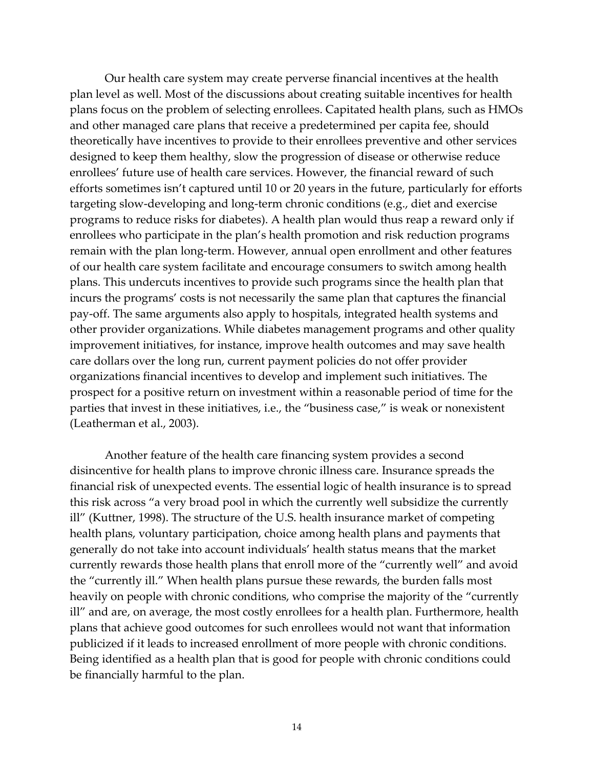Our health care system may create perverse financial incentives at the health plan level as well. Most of the discussions about creating suitable incentives for health plans focus on the problem of selecting enrollees. Capitated health plans, such as HMOs and other managed care plans that receive a predetermined per capita fee, should theoretically have incentives to provide to their enrollees preventive and other services designed to keep them healthy, slow the progression of disease or otherwise reduce enrollees' future use of health care services. However, the financial reward of such efforts sometimes isn't captured until 10 or 20 years in the future, particularly for efforts targeting slow-developing and long-term chronic conditions (e.g., diet and exercise programs to reduce risks for diabetes). A health plan would thus reap a reward only if enrollees who participate in the plan's health promotion and risk reduction programs remain with the plan long-term. However, annual open enrollment and other features of our health care system facilitate and encourage consumers to switch among health plans. This undercuts incentives to provide such programs since the health plan that incurs the programs' costs is not necessarily the same plan that captures the financial pay-off. The same arguments also apply to hospitals, integrated health systems and other provider organizations. While diabetes management programs and other quality improvement initiatives, for instance, improve health outcomes and may save health care dollars over the long run, current payment policies do not offer provider organizations financial incentives to develop and implement such initiatives. The prospect for a positive return on investment within a reasonable period of time for the parties that invest in these initiatives, i.e., the "business case," is weak or nonexistent (Leatherman et al., 2003).

Another feature of the health care financing system provides a second disincentive for health plans to improve chronic illness care. Insurance spreads the financial risk of unexpected events. The essential logic of health insurance is to spread this risk across "a very broad pool in which the currently well subsidize the currently ill" (Kuttner, 1998). The structure of the U.S. health insurance market of competing health plans, voluntary participation, choice among health plans and payments that generally do not take into account individuals' health status means that the market currently rewards those health plans that enroll more of the "currently well" and avoid the "currently ill." When health plans pursue these rewards, the burden falls most heavily on people with chronic conditions, who comprise the majority of the "currently ill" and are, on average, the most costly enrollees for a health plan. Furthermore, health plans that achieve good outcomes for such enrollees would not want that information publicized if it leads to increased enrollment of more people with chronic conditions. Being identified as a health plan that is good for people with chronic conditions could be financially harmful to the plan.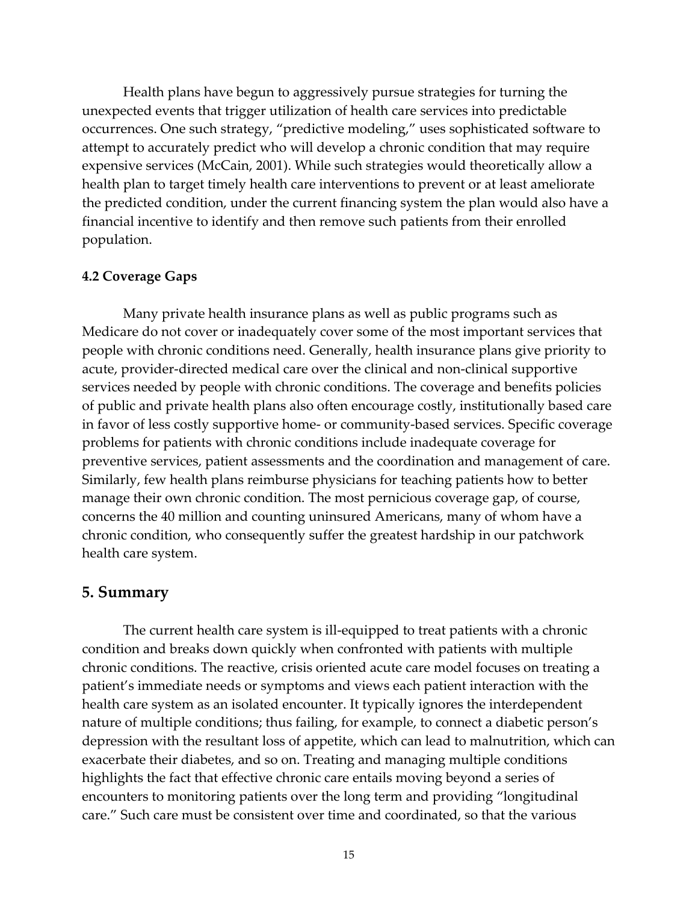Health plans have begun to aggressively pursue strategies for turning the unexpected events that trigger utilization of health care services into predictable occurrences. One such strategy, "predictive modeling," uses sophisticated software to attempt to accurately predict who will develop a chronic condition that may require expensive services (McCain, 2001). While such strategies would theoretically allow a health plan to target timely health care interventions to prevent or at least ameliorate the predicted condition, under the current financing system the plan would also have a financial incentive to identify and then remove such patients from their enrolled population.

### 4.2 Coverage Gaps

Many private health insurance plans as well as public programs such as Medicare do not cover or inadequately cover some of the most important services that people with chronic conditions need. Generally, health insurance plans give priority to acute, provider-directed medical care over the clinical and non-clinical supportive services needed by people with chronic conditions. The coverage and benefits policies of public and private health plans also often encourage costly, institutionally based care in favor of less costly supportive home- or community-based services. Specific coverage problems for patients with chronic conditions include inadequate coverage for preventive services, patient assessments and the coordination and management of care. Similarly, few health plans reimburse physicians for teaching patients how to better manage their own chronic condition. The most pernicious coverage gap, of course, concerns the 40 million and counting uninsured Americans, many of whom have a chronic condition, who consequently suffer the greatest hardship in our patchwork health care system.

## 5. Summary

The current health care system is ill-equipped to treat patients with a chronic condition and breaks down quickly when confronted with patients with multiple chronic conditions. The reactive, crisis oriented acute care model focuses on treating a patient's immediate needs or symptoms and views each patient interaction with the health care system as an isolated encounter. It typically ignores the interdependent nature of multiple conditions; thus failing, for example, to connect a diabetic person's depression with the resultant loss of appetite, which can lead to malnutrition, which can exacerbate their diabetes, and so on. Treating and managing multiple conditions highlights the fact that effective chronic care entails moving beyond a series of encounters to monitoring patients over the long term and providing "longitudinal care." Such care must be consistent over time and coordinated, so that the various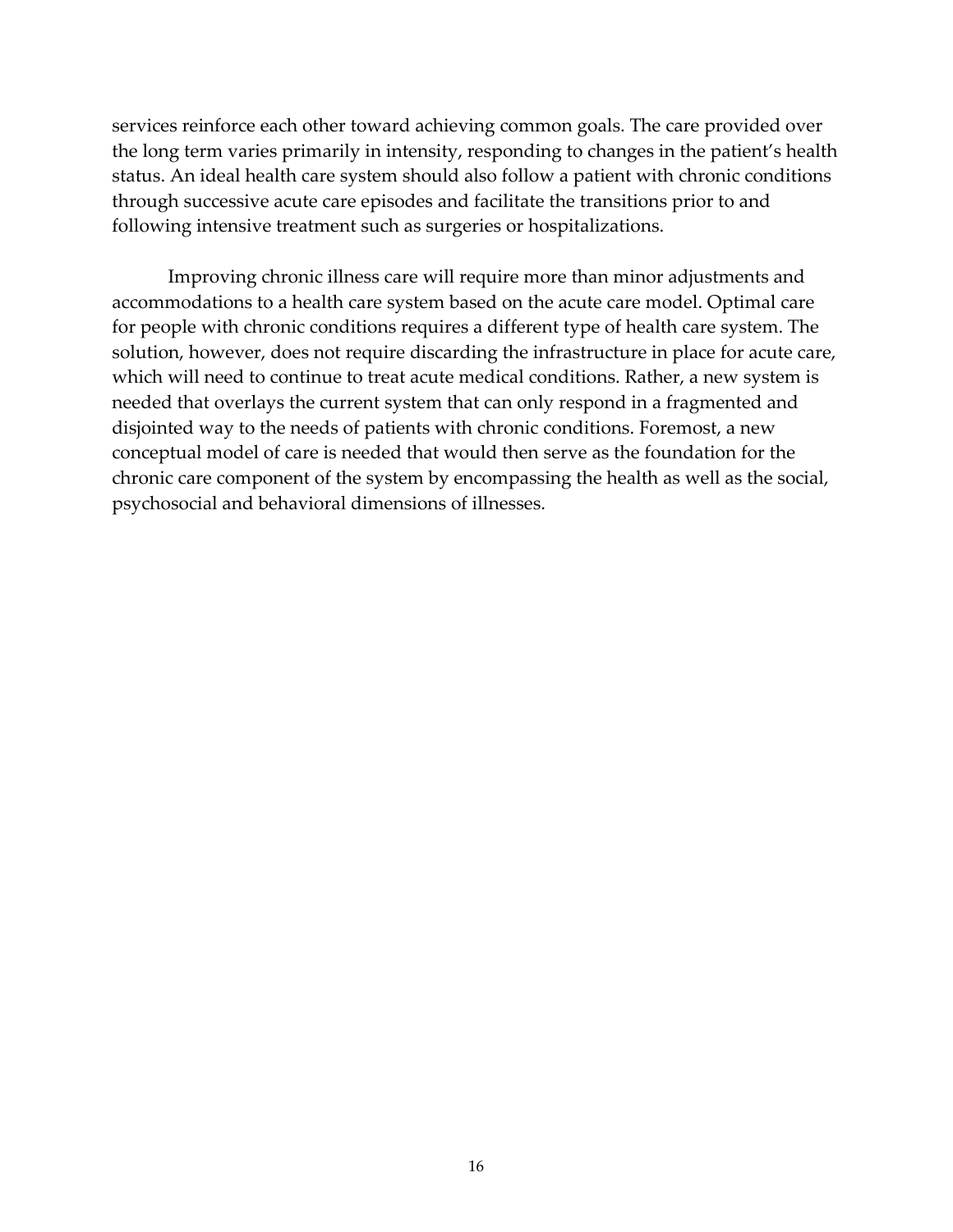services reinforce each other toward achieving common goals. The care provided over the long term varies primarily in intensity, responding to changes in the patient's health status. An ideal health care system should also follow a patient with chronic conditions through successive acute care episodes and facilitate the transitions prior to and following intensive treatment such as surgeries or hospitalizations.

Improving chronic illness care will require more than minor adjustments and accommodations to a health care system based on the acute care model. Optimal care for people with chronic conditions requires a different type of health care system. The solution, however, does not require discarding the infrastructure in place for acute care, which will need to continue to treat acute medical conditions. Rather, a new system is needed that overlays the current system that can only respond in a fragmented and disjointed way to the needs of patients with chronic conditions. Foremost, a new conceptual model of care is needed that would then serve as the foundation for the chronic care component of the system by encompassing the health as well as the social, psychosocial and behavioral dimensions of illnesses.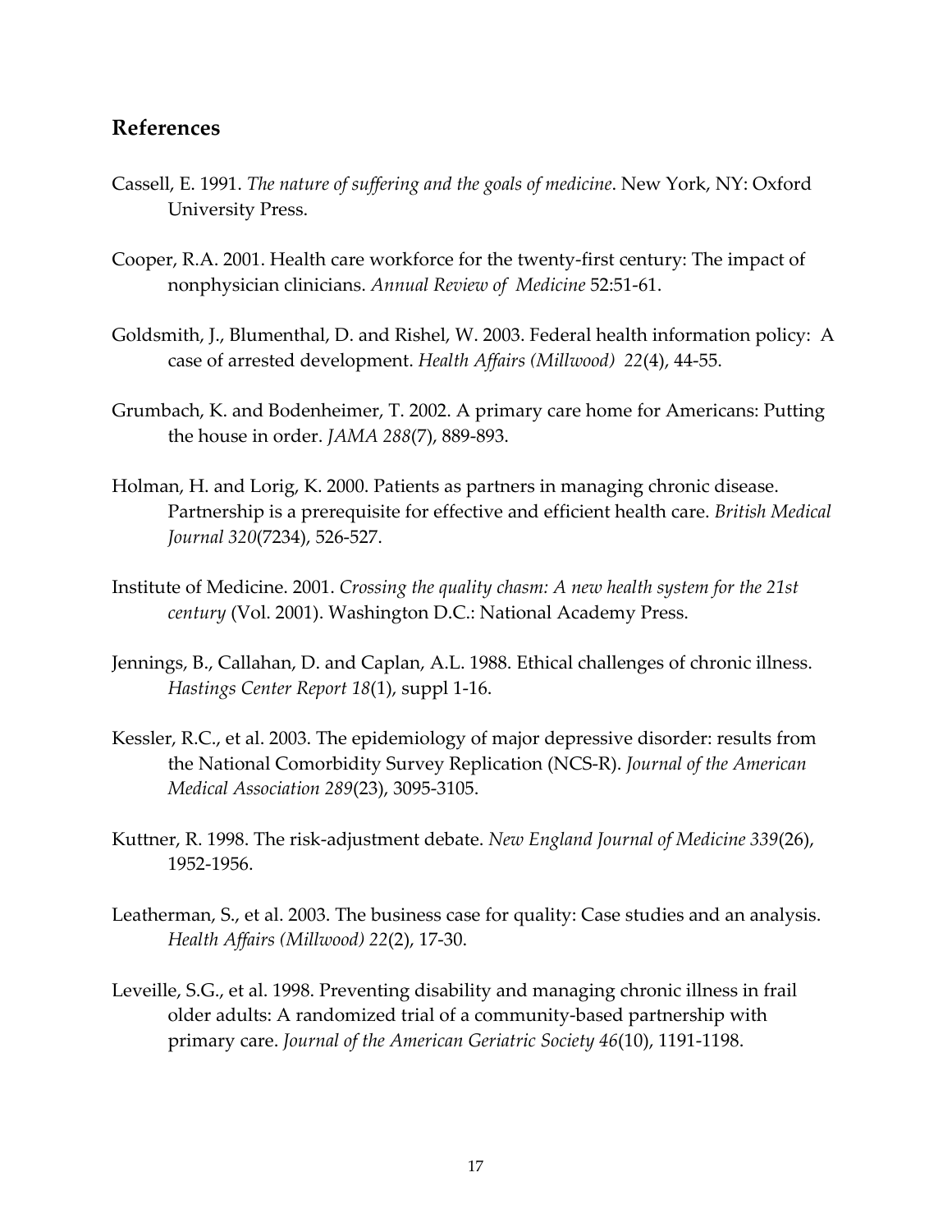## References

Cassell, E. 1991. *The nature of suffering and the goals of medicine*. New York, NY: Oxford University Press.

Cooper, R.A. 2001. Health care workforce for the twenty-first century: The impact of nonphysician clinicians. *Annual Review of Medicine* 52:51-61.

Goldsmith, J., Blumenthal, D. and Rishel, W. 2003. Federal health information policy: A case of arrested development. *Health Affairs (Millwood) 22*(4), 44-55.

Grumbach, K. and Bodenheimer, T. 2002. A primary care home for Americans: Putting the house in order. *JAMA 288*(7), 889-893.

Holman, H. and Lorig, K. 2000. Patients as partners in managing chronic disease. Partnership is a prerequisite for effective and efficient health care. *British Medical Journal 320*(7234), 526-527.

Institute of Medicine. 2001. *Crossing the quality chasm: A new health system for the 21st century* (Vol. 2001). Washington D.C.: National Academy Press.

Jennings, B., Callahan, D. and Caplan, A.L. 1988. Ethical challenges of chronic illness. *Hastings Center Report 18*(1), suppl 1-16.

Kessler, R.C., et al. 2003. The epidemiology of major depressive disorder: results from the National Comorbidity Survey Replication (NCS-R). *Journal of the American Medical Association 289*(23), 3095-3105.

Kuttner, R. 1998. The risk-adjustment debate. *New England Journal of Medicine 339*(26), 1952-1956.

Leatherman, S., et al. 2003. The business case for quality: Case studies and an analysis. *Health Affairs (Millwood) 22*(2), 17-30.

Leveille, S.G., et al. 1998. Preventing disability and managing chronic illness in frail older adults: A randomized trial of a community-based partnership with primary care. *Journal of the American Geriatric Society 46*(10), 1191-1198.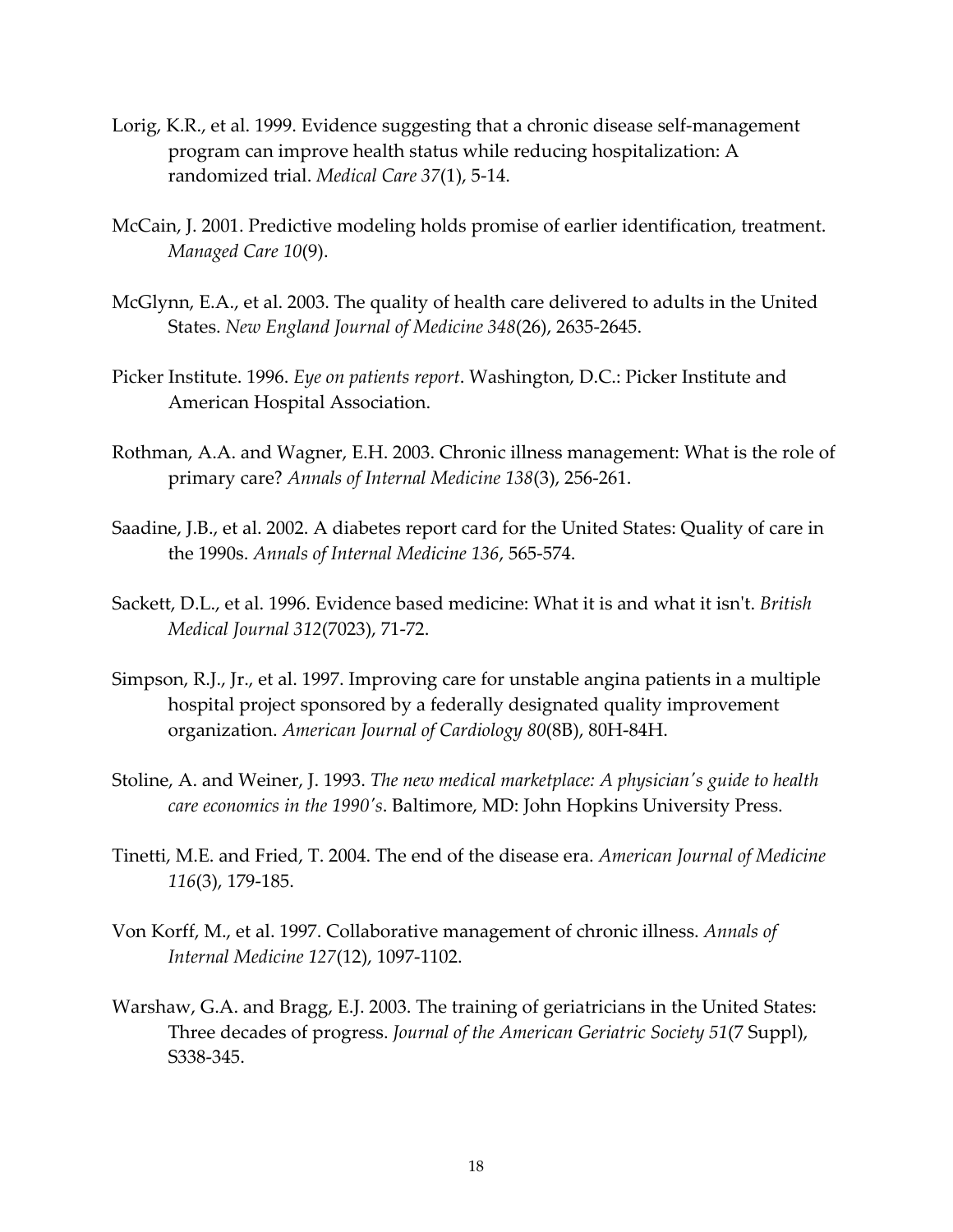Lorig, K.R., et al. 1999. Evidence suggesting that a chronic disease self-management program can improve health status while reducing hospitalization: A randomized trial. *Medical Care 37*(1), 5-14.

McCain, J. 2001. Predictive modeling holds promise of earlier identification, treatment. *Managed Care 10*(9).

McGlynn, E.A., et al. 2003. The quality of health care delivered to adults in the United States. *New England Journal of Medicine 348*(26), 2635-2645.

Picker Institute. 1996. *Eye on patients report*. Washington, D.C.: Picker Institute and American Hospital Association.

Rothman, A.A. and Wagner, E.H. 2003. Chronic illness management: What is the role of primary care? *Annals of Internal Medicine 138*(3), 256-261.

Saadine, J.B., et al. 2002. A diabetes report card for the United States: Quality of care in the 1990s. *Annals of Internal Medicine 136*, 565-574.

Sackett, D.L., et al. 1996. Evidence based medicine: What it is and what it isn't. *British Medical Journal 312*(7023), 71-72.

Simpson, R.J., Jr., et al. 1997. Improving care for unstable angina patients in a multiple hospital project sponsored by a federally designated quality improvement organization. *American Journal of Cardiology 80*(8B), 80H-84H.

Stoline, A. and Weiner, J. 1993. *The new medical marketplace: A physician's guide to health care economics in the 1990's*. Baltimore, MD: John Hopkins University Press.

Tinetti, M.E. and Fried, T. 2004. The end of the disease era. *American Journal of Medicine 116*(3), 179-185.

Von Korff, M., et al. 1997. Collaborative management of chronic illness. *Annals of Internal Medicine 127*(12), 1097-1102.

Warshaw, G.A. and Bragg, E.J. 2003. The training of geriatricians in the United States: Three decades of progress. *Journal of the American Geriatric Society 51*(7 Suppl), S338-345.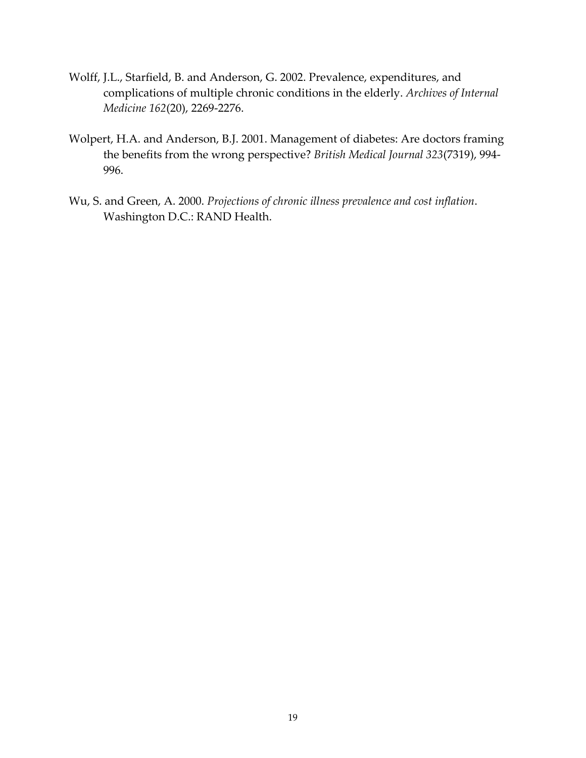Wolff, J.L., Starfield, B. and Anderson, G. 2002. Prevalence, expenditures, and complications of multiple chronic conditions in the elderly. *Archives of Internal Medicine 162*(20), 2269-2276.

Wolpert, H.A. and Anderson, B.J. 2001. Management of diabetes: Are doctors framing the benefits from the wrong perspective? *British Medical Journal 323*(7319), 994-996.

Wu, S. and Green, A. 2000. *Projections of chronic illness prevalence and cost inflation*. Washington D.C.: RAND Health.